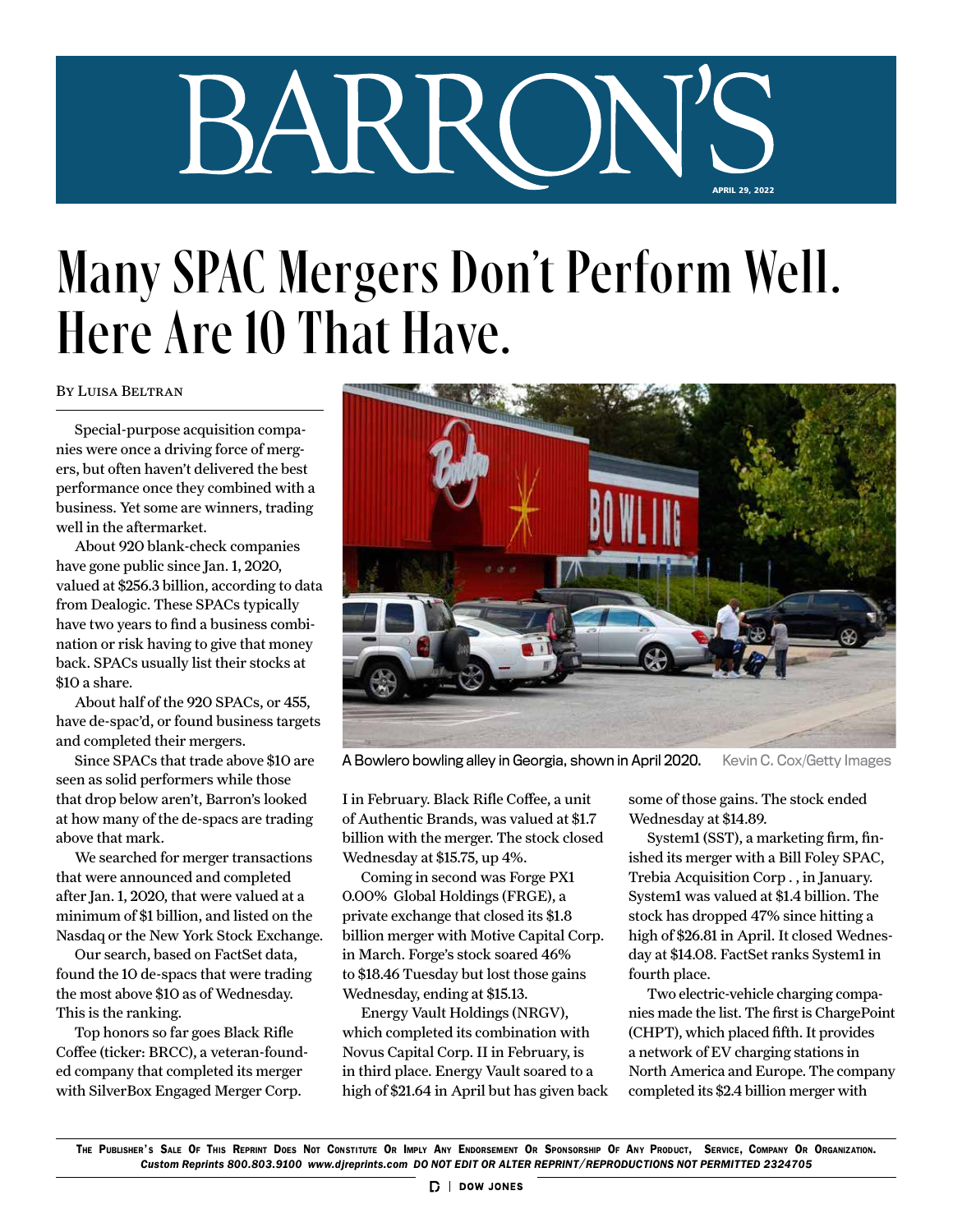# Many SPAC Mergers Don't Perform Well. Here Are 10 That Have.

By Luisa Beltran

Special-purpose acquisition companies were once a driving force of mergers, but often haven't delivered the best performance once they combined with a business. Yet some are winners, trading well in the aftermarket.

About 920 blank-check companies have gone public since Jan. 1, 2020, valued at $256.3 billion, according to data from Dealogic. These SPACs typically have two years to find a business combination or risk having to give that money back. SPACs usually list their stocks at $10 a share.

About half of the 920 SPACs, or 455, have de-spac'd, or found business targets and completed their mergers.

Since SPACs that trade above $10 are seen as solid performers while those that drop below aren't, Barron's looked at how many of the de-spacs are trading above that mark.

We searched for merger transactions that were announced and completed after Jan. 1, 2020, that were valued at a minimum of $1 billion, and listed on the Nasdaq or the New York Stock Exchange.

Our search, based on FactSet data, found the 10 de-spacs that were trading the most above $10 as of Wednesday. This is the ranking.

Top honors so far goes Black Rifle Coffee (ticker: BRCC), a veteran-founded company that completed its merger with SilverBox Engaged Merger Corp. I in February. Black Rifle Coffee, a unit of Authentic Brands, was valued at $1.7 billion with the merger. The stock closed Wednesday at $15.75, up 4%.

A Bowlero bowling alley in Georgia, shown in April 2020. Kevin C. Cox/Getty Images

Coming in second was Forge PX1 0.00% Global Holdings (FRGE), a private exchange that closed its $1.8 billion merger with Motive Capital Corp. in March. Forge's stock soared 46% to $18.46 Tuesday but lost those gains Wednesday, ending at $15.13.

Energy Vault Holdings (NRGV), which completed its combination with Novus Capital Corp. II in February, is in third place. Energy Vault soared to a high of $21.64 in April but has given back some of those gains. The stock ended Wednesday at $14.89.

System1 (SST), a marketing firm, finished its merger with a Bill Foley SPAC, Trebia Acquisition Corp . , in January. System1 was valued at $1.4 billion. The stock has dropped 47% since hitting a high of $26.81 in April. It closed Wednesday at $14.08. FactSet ranks System1 in fourth place.

Two electric-vehicle charging companies made the list. The first is ChargePoint (CHPT), which placed fifth. It provides a network of EV charging stations in North America and Europe. The company completed its $2.4 billion merger with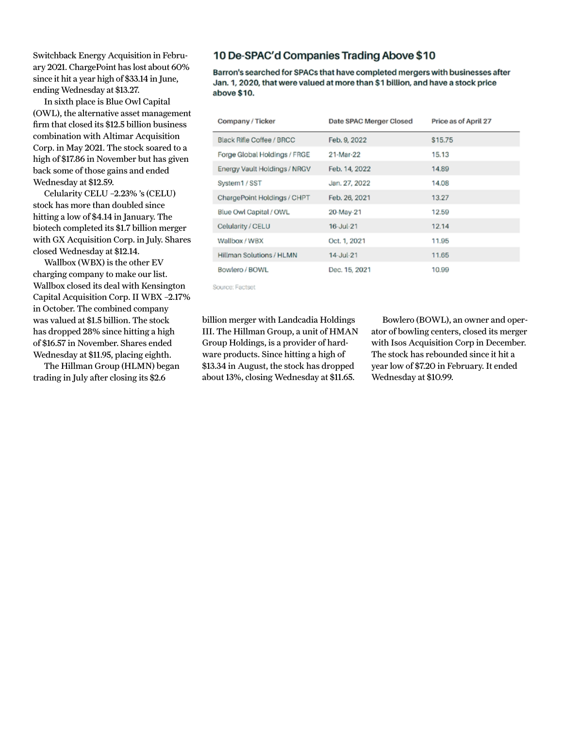Switchback Energy Acquisition in February 2021. ChargePoint has lost about 60% since it hit a year high of $33.14 in June, ending Wednesday at $13.27.

In sixth place is Blue Owl Capital (OWL), the alternative asset management firm that closed its $12.5 billion business combination with Altimar Acquisition Corp. in May 2021. The stock soared to a high of $17.86 in November but has given back some of those gains and ended Wednesday at $12.59.

Celularity CELU −2.23% 's (CELU) stock has more than doubled since hitting a low of $4.14 in January. The biotech completed its $1.7 billion merger with GX Acquisition Corp. in July. Shares closed Wednesday at $12.14.

Wallbox (WBX) is the other EV charging company to make our list. Wallbox closed its deal with Kensington Capital Acquisition Corp. II WBX −2.17% in October. The combined company was valued at $1.5 billion. The stock has dropped 28% since hitting a high of $16.57 in November. Shares ended Wednesday at $11.95, placing eighth.

The Hillman Group (HLMN) began trading in July after closing its $2.6 billion merger with Landcadia Holdings III. The Hillman Group, a unit of HMAN Group Holdings, is a provider of hardware products. Since hitting a high of $13.34 in August, the stock has dropped about 13%, closing Wednesday at $11.65.

Bowlero (BOWL), an owner and operator of bowling centers, closed its merger with Isos Acquisition Corp in December. The stock has rebounded since it hit a year low of $7.20 in February. It ended Wednesday at $10.99.

## 10 De-SPAC'd Companies Trading Above $10

**Barron's searched for SPACs that have completed mergers with businesses after Jan. 1, 2020, that were valued at more than $1 billion, and have a stock price above $10.**

| Company / Ticker | Date SPAC Merger Closed | Price as of April 27 |
| --- | --- | --- |
| Black Rifle Coffee / BRCC | Feb. 9, 2022 | $15.75 |
| Forge Global Holdings / FRGE | 21-Mar-22 | 15.13 |
| Energy Vault Holdings / NRGV | Feb. 14, 2022 | 14.89 |
| System1 / SST | Jan. 27, 2022 | 14.08 |
| ChargePoint Holdings / CHPT | Feb. 26, 2021 | 13.27 |
| Blue Owl Capital / OWL | 20-May-21 | 12.59 |
| Celularity / CELU | 16-Jul-21 | 12.14 |
| Wallbox / WBX | Oct. 1, 2021 | 11.95 |
| Hillman Solutions / HLMN | 14-Jul-21 | 11.65 |
| Bowlero / BOWL | Dec. 15, 2021 | 10.99 |

Source: Factset